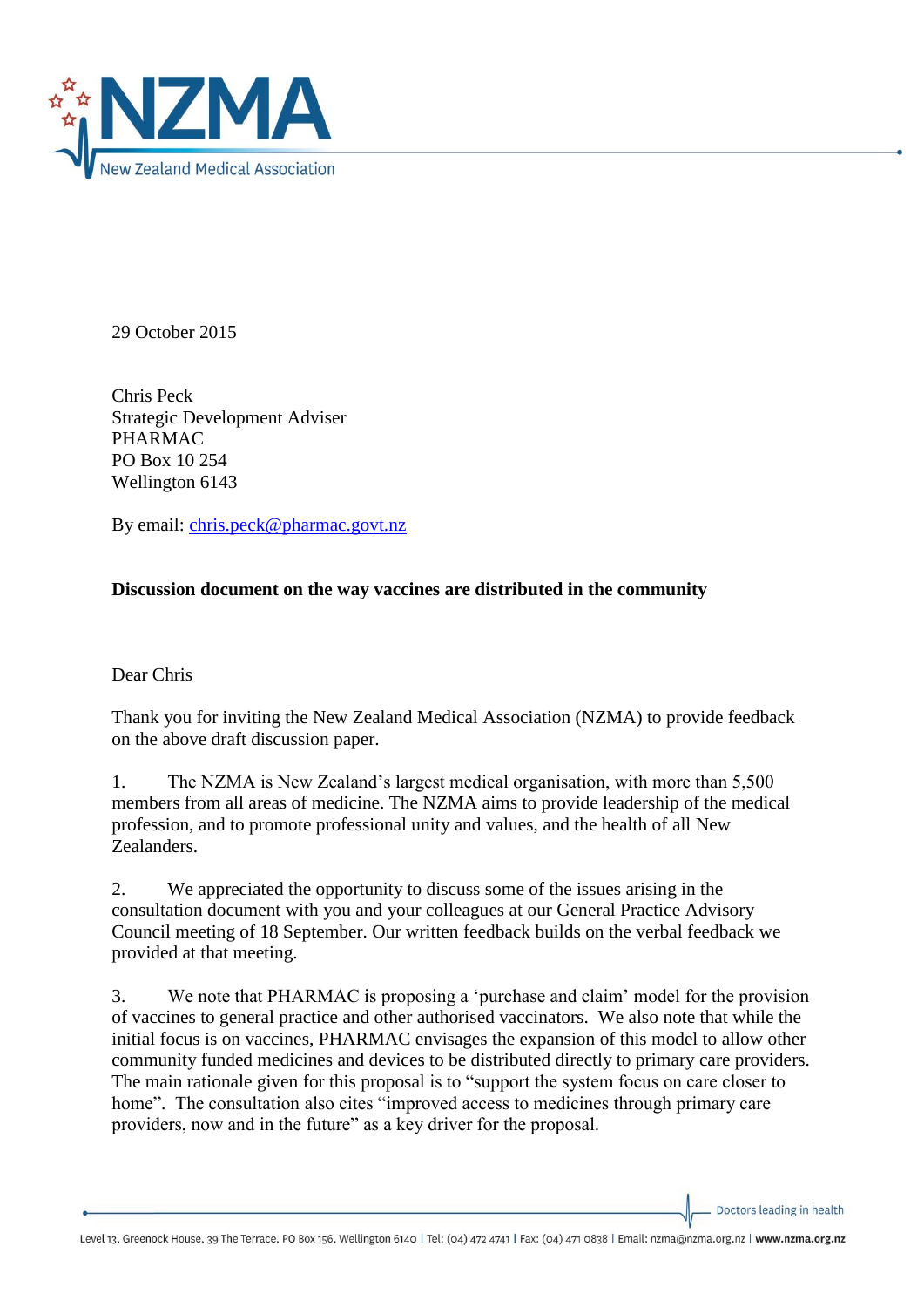29 October 2015

Chris Peck
Strategic Development Adviser
PHARMAC
PO Box 10 254
Wellington 6143

By email: chris.peck@pharmac.govt.nz

**Discussion document on the way vaccines are distributed in the community**

Dear Chris

Thank you for inviting the New Zealand Medical Association (NZMA) to provide feedback on the above draft discussion paper.

1. The NZMA is New Zealand's largest medical organisation, with more than 5,500 members from all areas of medicine. The NZMA aims to provide leadership of the medical profession, and to promote professional unity and values, and the health of all New Zealanders.

2. We appreciated the opportunity to discuss some of the issues arising in the consultation document with you and your colleagues at our General Practice Advisory Council meeting of 18 September. Our written feedback builds on the verbal feedback we provided at that meeting.

3. We note that PHARMAC is proposing a 'purchase and claim' model for the provision of vaccines to general practice and other authorised vaccinators. We also note that while the initial focus is on vaccines, PHARMAC envisages the expansion of this model to allow other community funded medicines and devices to be distributed directly to primary care providers. The main rationale given for this proposal is to "support the system focus on care closer to home". The consultation also cites "improved access to medicines through primary care providers, now and in the future" as a key driver for the proposal.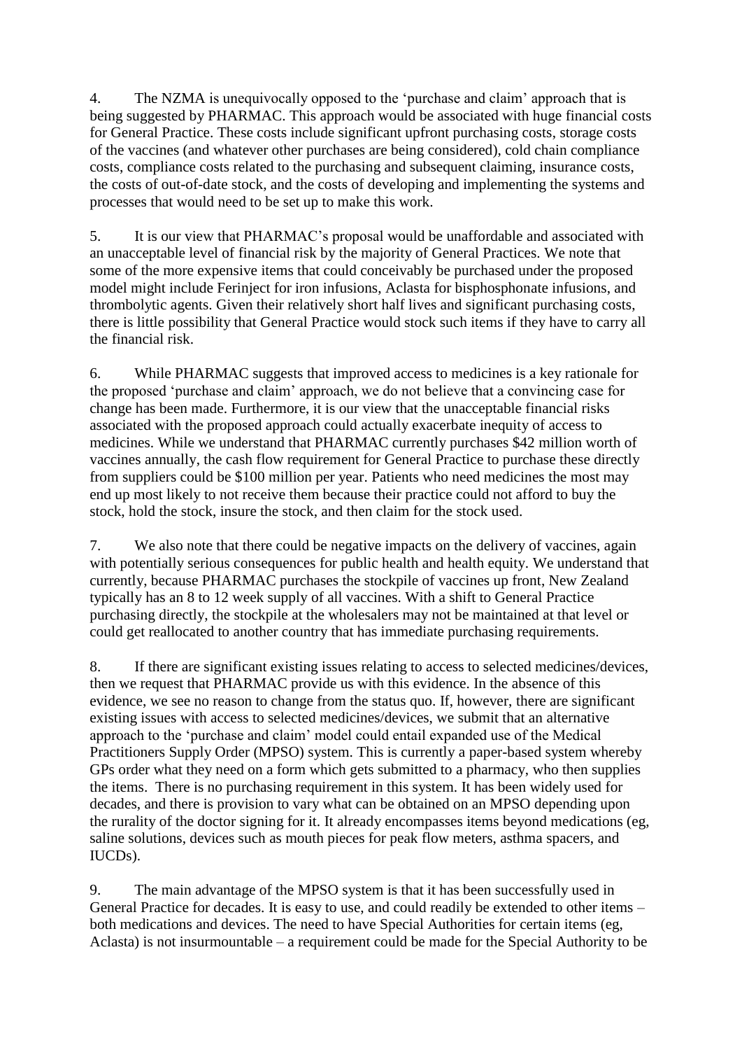4. The NZMA is unequivocally opposed to the 'purchase and claim' approach that is being suggested by PHARMAC. This approach would be associated with huge financial costs for General Practice. These costs include significant upfront purchasing costs, storage costs of the vaccines (and whatever other purchases are being considered), cold chain compliance costs, compliance costs related to the purchasing and subsequent claiming, insurance costs, the costs of out-of-date stock, and the costs of developing and implementing the systems and processes that would need to be set up to make this work.

5. It is our view that PHARMAC's proposal would be unaffordable and associated with an unacceptable level of financial risk by the majority of General Practices. We note that some of the more expensive items that could conceivably be purchased under the proposed model might include Ferinject for iron infusions, Aclasta for bisphosphonate infusions, and thrombolytic agents. Given their relatively short half lives and significant purchasing costs, there is little possibility that General Practice would stock such items if they have to carry all the financial risk.

6. While PHARMAC suggests that improved access to medicines is a key rationale for the proposed 'purchase and claim' approach, we do not believe that a convincing case for change has been made. Furthermore, it is our view that the unacceptable financial risks associated with the proposed approach could actually exacerbate inequity of access to medicines. While we understand that PHARMAC currently purchases $42 million worth of vaccines annually, the cash flow requirement for General Practice to purchase these directly from suppliers could be $100 million per year. Patients who need medicines the most may end up most likely to not receive them because their practice could not afford to buy the stock, hold the stock, insure the stock, and then claim for the stock used.

7. We also note that there could be negative impacts on the delivery of vaccines, again with potentially serious consequences for public health and health equity. We understand that currently, because PHARMAC purchases the stockpile of vaccines up front, New Zealand typically has an 8 to 12 week supply of all vaccines. With a shift to General Practice purchasing directly, the stockpile at the wholesalers may not be maintained at that level or could get reallocated to another country that has immediate purchasing requirements.

8. If there are significant existing issues relating to access to selected medicines/devices, then we request that PHARMAC provide us with this evidence. In the absence of this evidence, we see no reason to change from the status quo. If, however, there are significant existing issues with access to selected medicines/devices, we submit that an alternative approach to the 'purchase and claim' model could entail expanded use of the Medical Practitioners Supply Order (MPSO) system. This is currently a paper-based system whereby GPs order what they need on a form which gets submitted to a pharmacy, who then supplies the items. There is no purchasing requirement in this system. It has been widely used for decades, and there is provision to vary what can be obtained on an MPSO depending upon the rurality of the doctor signing for it. It already encompasses items beyond medications (eg, saline solutions, devices such as mouth pieces for peak flow meters, asthma spacers, and IUCDs).

9. The main advantage of the MPSO system is that it has been successfully used in General Practice for decades. It is easy to use, and could readily be extended to other items – both medications and devices. The need to have Special Authorities for certain items (eg, Aclasta) is not insurmountable – a requirement could be made for the Special Authority to be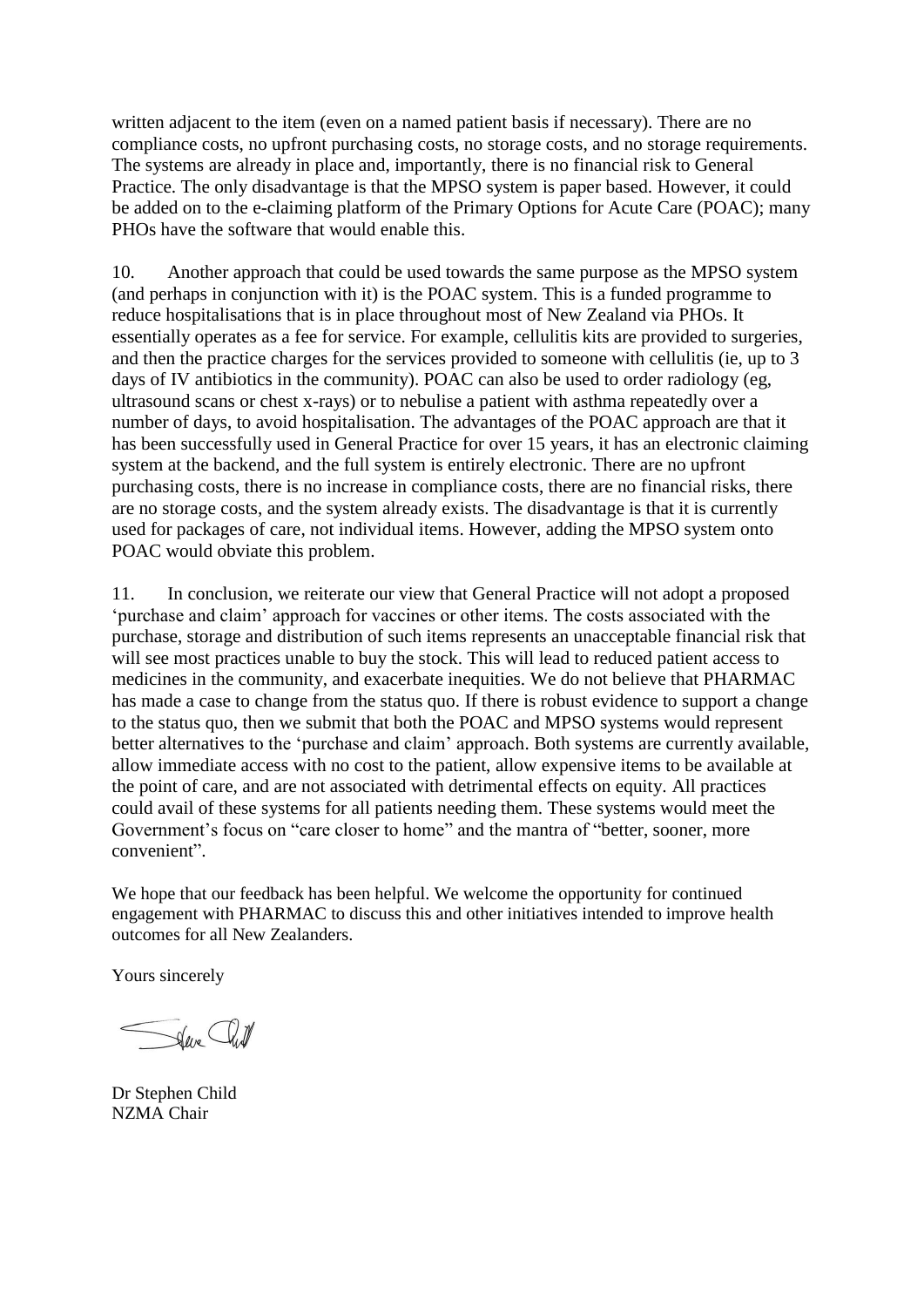written adjacent to the item (even on a named patient basis if necessary). There are no compliance costs, no upfront purchasing costs, no storage costs, and no storage requirements. The systems are already in place and, importantly, there is no financial risk to General Practice. The only disadvantage is that the MPSO system is paper based. However, it could be added on to the e-claiming platform of the Primary Options for Acute Care (POAC); many PHOs have the software that would enable this.

10. Another approach that could be used towards the same purpose as the MPSO system (and perhaps in conjunction with it) is the POAC system. This is a funded programme to reduce hospitalisations that is in place throughout most of New Zealand via PHOs. It essentially operates as a fee for service. For example, cellulitis kits are provided to surgeries, and then the practice charges for the services provided to someone with cellulitis (ie, up to 3 days of IV antibiotics in the community). POAC can also be used to order radiology (eg, ultrasound scans or chest x-rays) or to nebulise a patient with asthma repeatedly over a number of days, to avoid hospitalisation. The advantages of the POAC approach are that it has been successfully used in General Practice for over 15 years, it has an electronic claiming system at the backend, and the full system is entirely electronic. There are no upfront purchasing costs, there is no increase in compliance costs, there are no financial risks, there are no storage costs, and the system already exists. The disadvantage is that it is currently used for packages of care, not individual items. However, adding the MPSO system onto POAC would obviate this problem.

11. In conclusion, we reiterate our view that General Practice will not adopt a proposed 'purchase and claim' approach for vaccines or other items. The costs associated with the purchase, storage and distribution of such items represents an unacceptable financial risk that will see most practices unable to buy the stock. This will lead to reduced patient access to medicines in the community, and exacerbate inequities. We do not believe that PHARMAC has made a case to change from the status quo. If there is robust evidence to support a change to the status quo, then we submit that both the POAC and MPSO systems would represent better alternatives to the 'purchase and claim' approach. Both systems are currently available, allow immediate access with no cost to the patient, allow expensive items to be available at the point of care, and are not associated with detrimental effects on equity. All practices could avail of these systems for all patients needing them. These systems would meet the Government's focus on "care closer to home" and the mantra of "better, sooner, more convenient".

We hope that our feedback has been helpful. We welcome the opportunity for continued engagement with PHARMAC to discuss this and other initiatives intended to improve health outcomes for all New Zealanders.

Yours sincerely

Dr Stephen Child
NZMA Chair